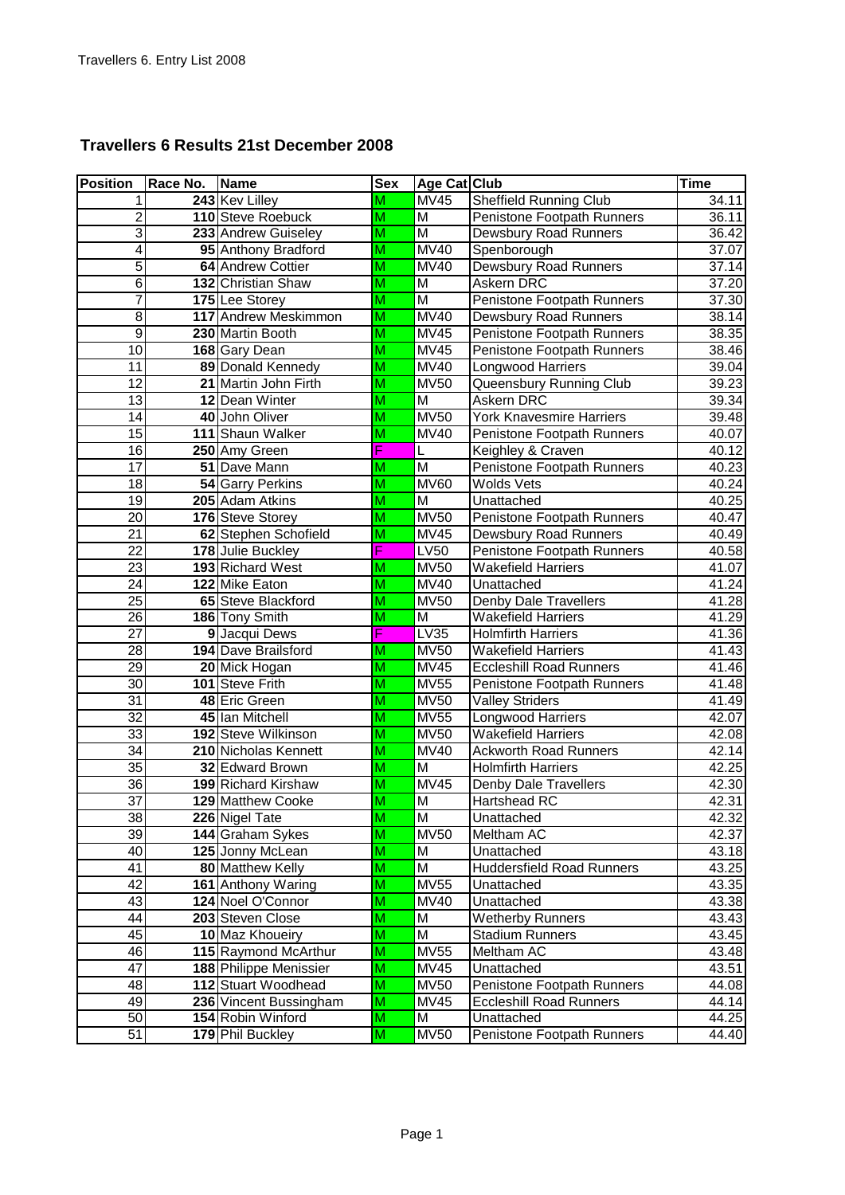## Travellers 6 Results 21st December 2008

| Position | Race No. | Name | Sex | Age Cat | Club | Time |
|---|---|---|---|---|---|---|
| 1 | 243 | Kev Lilley | M | MV45 | Sheffield Running Club | 34.11 |
| 2 | 110 | Steve Roebuck | M | M | Penistone Footpath Runners | 36.11 |
| 3 | 233 | Andrew Guiseley | M | M | Dewsbury Road Runners | 36.42 |
| 4 | 95 | Anthony Bradford | M | MV40 | Spenborough | 37.07 |
| 5 | 64 | Andrew Cottier | M | MV40 | Dewsbury Road Runners | 37.14 |
| 6 | 132 | Christian Shaw | M | M | Askern DRC | 37.20 |
| 7 | 175 | Lee Storey | M | M | Penistone Footpath Runners | 37.30 |
| 8 | 117 | Andrew Meskimmon | M | MV40 | Dewsbury Road Runners | 38.14 |
| 9 | 230 | Martin Booth | M | MV45 | Penistone Footpath Runners | 38.35 |
| 10 | 168 | Gary Dean | M | MV45 | Penistone Footpath Runners | 38.46 |
| 11 | 89 | Donald Kennedy | M | MV40 | Longwood Harriers | 39.04 |
| 12 | 21 | Martin John Firth | M | MV50 | Queensbury Running Club | 39.23 |
| 13 | 12 | Dean Winter | M | M | Askern DRC | 39.34 |
| 14 | 40 | John Oliver | M | MV50 | York Knavesmire Harriers | 39.48 |
| 15 | 111 | Shaun Walker | M | MV40 | Penistone Footpath Runners | 40.07 |
| 16 | 250 | Amy Green | F | L | Keighley & Craven | 40.12 |
| 17 | 51 | Dave Mann | M | M | Penistone Footpath Runners | 40.23 |
| 18 | 54 | Garry Perkins | M | MV60 | Wolds Vets | 40.24 |
| 19 | 205 | Adam Atkins | M | M | Unattached | 40.25 |
| 20 | 176 | Steve Storey | M | MV50 | Penistone Footpath Runners | 40.47 |
| 21 | 62 | Stephen Schofield | M | MV45 | Dewsbury Road Runners | 40.49 |
| 22 | 178 | Julie Buckley | F | LV50 | Penistone Footpath Runners | 40.58 |
| 23 | 193 | Richard West | M | MV50 | Wakefield Harriers | 41.07 |
| 24 | 122 | Mike Eaton | M | MV40 | Unattached | 41.24 |
| 25 | 65 | Steve Blackford | M | MV50 | Denby Dale Travellers | 41.28 |
| 26 | 186 | Tony Smith | M | M | Wakefield Harriers | 41.29 |
| 27 | 9 | Jacqui Dews | F | LV35 | Holmfirth Harriers | 41.36 |
| 28 | 194 | Dave Brailsford | M | MV50 | Wakefield Harriers | 41.43 |
| 29 | 20 | Mick Hogan | M | MV45 | Eccleshill Road Runners | 41.46 |
| 30 | 101 | Steve Frith | M | MV55 | Penistone Footpath Runners | 41.48 |
| 31 | 48 | Eric Green | M | MV50 | Valley Striders | 41.49 |
| 32 | 45 | Ian Mitchell | M | MV55 | Longwood Harriers | 42.07 |
| 33 | 192 | Steve Wilkinson | M | MV50 | Wakefield Harriers | 42.08 |
| 34 | 210 | Nicholas Kennett | M | MV40 | Ackworth Road Runners | 42.14 |
| 35 | 32 | Edward Brown | M | M | Holmfirth Harriers | 42.25 |
| 36 | 199 | Richard Kirshaw | M | MV45 | Denby Dale Travellers | 42.30 |
| 37 | 129 | Matthew Cooke | M | M | Hartshead RC | 42.31 |
| 38 | 226 | Nigel Tate | M | M | Unattached | 42.32 |
| 39 | 144 | Graham Sykes | M | MV50 | Meltham AC | 42.37 |
| 40 | 125 | Jonny McLean | M | M | Unattached | 43.18 |
| 41 | 80 | Matthew Kelly | M | M | Huddersfield Road Runners | 43.25 |
| 42 | 161 | Anthony Waring | M | MV55 | Unattached | 43.35 |
| 43 | 124 | Noel O'Connor | M | MV40 | Unattached | 43.38 |
| 44 | 203 | Steven Close | M | M | Wetherby Runners | 43.43 |
| 45 | 10 | Maz Khoueiry | M | M | Stadium Runners | 43.45 |
| 46 | 115 | Raymond McArthur | M | MV55 | Meltham AC | 43.48 |
| 47 | 188 | Philippe Menissier | M | MV45 | Unattached | 43.51 |
| 48 | 112 | Stuart Woodhead | M | MV50 | Penistone Footpath Runners | 44.08 |
| 49 | 236 | Vincent Bussingham | M | MV45 | Eccleshill Road Runners | 44.14 |
| 50 | 154 | Robin Winford | M | M | Unattached | 44.25 |
| 51 | 179 | Phil Buckley | M | MV50 | Penistone Footpath Runners | 44.40 |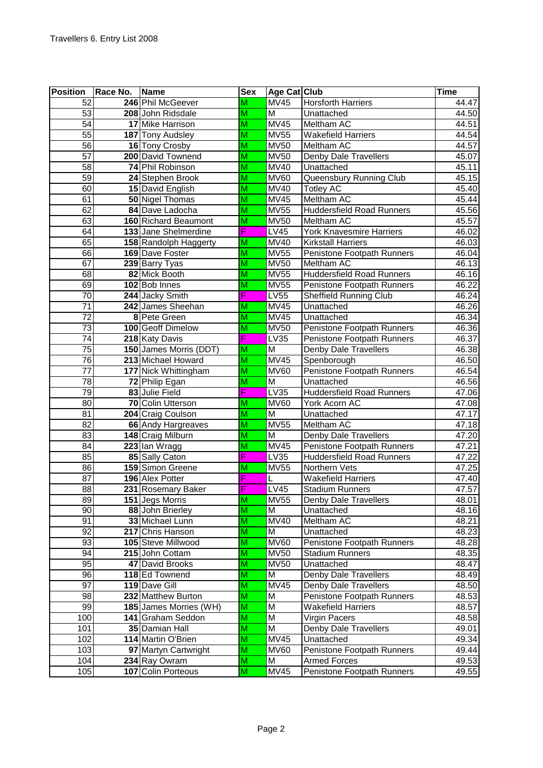Travellers 6. Entry List 2008

| Position | Race No. | Name | Sex | Age Cat | Club | Time |
|---|---|---|---|---|---|---|
| 52 | 246 | Phil McGeever | M | MV45 | Horsforth Harriers | 44.47 |
| 53 | 208 | John Ridsdale | M | M | Unattached | 44.50 |
| 54 | 17 | Mike Harrison | M | MV45 | Meltham AC | 44.51 |
| 55 | 187 | Tony Audsley | M | MV55 | Wakefield Harriers | 44.54 |
| 56 | 16 | Tony Crosby | M | MV50 | Meltham AC | 44.57 |
| 57 | 200 | David Townend | M | MV50 | Denby Dale Travellers | 45.07 |
| 58 | 74 | Phil Robinson | M | MV40 | Unattached | 45.11 |
| 59 | 24 | Stephen Brook | M | MV60 | Queensbury Running Club | 45.15 |
| 60 | 15 | David English | M | MV40 | Totley AC | 45.40 |
| 61 | 50 | Nigel Thomas | M | MV45 | Meltham AC | 45.44 |
| 62 | 84 | Dave Ladocha | M | MV55 | Huddersfield Road Runners | 45.56 |
| 63 | 160 | Richard Beaumont | M | MV50 | Meltham AC | 45.57 |
| 64 | 133 | Jane Shelmerdine | F | LV45 | York Knavesmire Harriers | 46.02 |
| 65 | 158 | Randolph Haggerty | M | MV40 | Kirkstall Harriers | 46.03 |
| 66 | 169 | Dave Foster | M | MV55 | Penistone Footpath Runners | 46.04 |
| 67 | 239 | Barry Tyas | M | MV50 | Meltham AC | 46.13 |
| 68 | 82 | Mick Booth | M | MV55 | Huddersfield Road Runners | 46.16 |
| 69 | 102 | Bob Innes | M | MV55 | Penistone Footpath Runners | 46.22 |
| 70 | 244 | Jacky Smith | F | LV55 | Sheffield Running Club | 46.24 |
| 71 | 242 | James Sheehan | M | MV45 | Unattached | 46.26 |
| 72 | 8 | Pete Green | M | MV45 | Unattached | 46.34 |
| 73 | 100 | Geoff Dimelow | M | MV50 | Penistone Footpath Runners | 46.36 |
| 74 | 218 | Katy Davis | F | LV35 | Penistone Footpath Runners | 46.37 |
| 75 | 150 | James Morris (DDT) | M | M | Denby Dale Travellers | 46.38 |
| 76 | 213 | Michael Howard | M | MV45 | Spenborough | 46.50 |
| 77 | 177 | Nick Whittingham | M | MV60 | Penistone Footpath Runners | 46.54 |
| 78 | 72 | Philip Egan | M | M | Unattached | 46.56 |
| 79 | 83 | Julie Field | F | LV35 | Huddersfield Road Runners | 47.06 |
| 80 | 70 | Colin Utterson | M | MV60 | York Acorn AC | 47.08 |
| 81 | 204 | Craig Coulson | M | M | Unattached | 47.17 |
| 82 | 66 | Andy Hargreaves | M | MV55 | Meltham AC | 47.18 |
| 83 | 148 | Craig Milburn | M | M | Denby Dale Travellers | 47.20 |
| 84 | 223 | Ian Wragg | M | MV45 | Penistone Footpath Runners | 47.21 |
| 85 | 85 | Sally Caton | F | LV35 | Huddersfield Road Runners | 47.22 |
| 86 | 159 | Simon Greene | M | MV55 | Northern Vets | 47.25 |
| 87 | 196 | Alex Potter | F | L | Wakefield Harriers | 47.40 |
| 88 | 231 | Rosemary Baker | F | LV45 | Stadium Runners | 47.57 |
| 89 | 151 | Jegs Morris | M | MV55 | Denby Dale Travellers | 48.01 |
| 90 | 88 | John Brierley | M | M | Unattached | 48.16 |
| 91 | 33 | Michael Lunn | M | MV40 | Meltham AC | 48.21 |
| 92 | 217 | Chris Hanson | M | M | Unattached | 48.23 |
| 93 | 105 | Steve Millwood | M | MV60 | Penistone Footpath Runners | 48.28 |
| 94 | 215 | John Cottam | M | MV50 | Stadium Runners | 48.35 |
| 95 | 47 | David Brooks | M | MV50 | Unattached | 48.47 |
| 96 | 118 | Ed Townend | M | M | Denby Dale Travellers | 48.49 |
| 97 | 119 | Dave Gill | M | MV45 | Denby Dale Travellers | 48.50 |
| 98 | 232 | Matthew Burton | M | M | Penistone Footpath Runners | 48.53 |
| 99 | 185 | James Morries (WH) | M | M | Wakefield Harriers | 48.57 |
| 100 | 141 | Graham Seddon | M | M | Virgin Pacers | 48.58 |
| 101 | 35 | Damian Hall | M | M | Denby Dale Travellers | 49.01 |
| 102 | 114 | Martin O'Brien | M | MV45 | Unattached | 49.34 |
| 103 | 97 | Martyn Cartwright | M | MV60 | Penistone Footpath Runners | 49.44 |
| 104 | 234 | Ray Owram | M | M | Armed Forces | 49.53 |
| 105 | 107 | Colin Porteous | M | MV45 | Penistone Footpath Runners | 49.55 |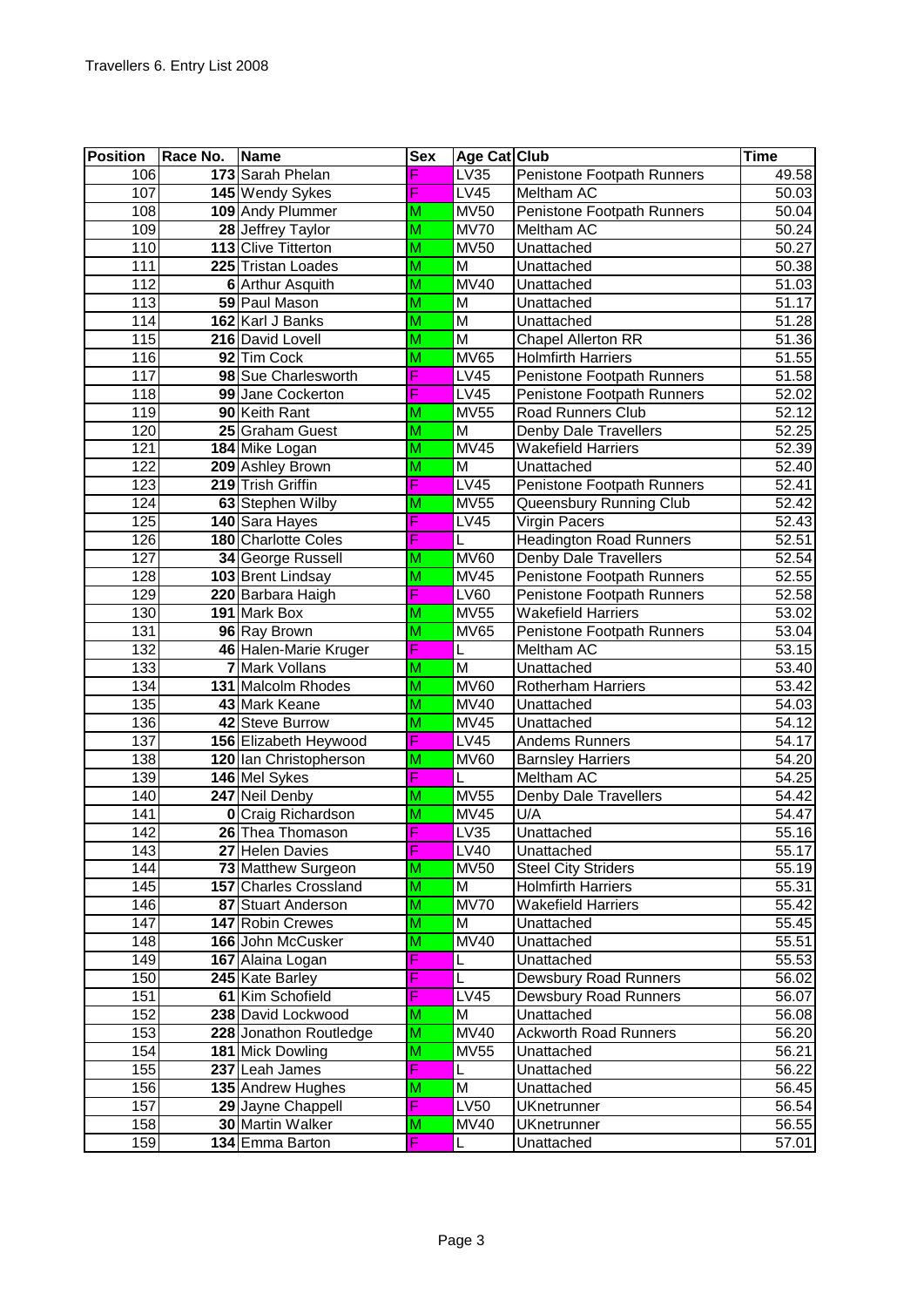Travellers 6. Entry List 2008

| Position | Race No. | Name | Sex | Age Cat | Club | Time |
|---|---|---|---|---|---|---|
| 106 | 173 | Sarah Phelan | F | LV35 | Penistone Footpath Runners | 49.58 |
| 107 | 145 | Wendy Sykes | F | LV45 | Meltham AC | 50.03 |
| 108 | 109 | Andy Plummer | M | MV50 | Penistone Footpath Runners | 50.04 |
| 109 | 28 | Jeffrey Taylor | M | MV70 | Meltham AC | 50.24 |
| 110 | 113 | Clive Titterton | M | MV50 | Unattached | 50.27 |
| 111 | 225 | Tristan Loades | M | M | Unattached | 50.38 |
| 112 | 6 | Arthur Asquith | M | MV40 | Unattached | 51.03 |
| 113 | 59 | Paul Mason | M | M | Unattached | 51.17 |
| 114 | 162 | Karl J Banks | M | M | Unattached | 51.28 |
| 115 | 216 | David Lovell | M | M | Chapel Allerton RR | 51.36 |
| 116 | 92 | Tim Cock | M | MV65 | Holmfirth Harriers | 51.55 |
| 117 | 98 | Sue Charlesworth | F | LV45 | Penistone Footpath Runners | 51.58 |
| 118 | 99 | Jane Cockerton | F | LV45 | Penistone Footpath Runners | 52.02 |
| 119 | 90 | Keith Rant | M | MV55 | Road Runners Club | 52.12 |
| 120 | 25 | Graham Guest | M | M | Denby Dale Travellers | 52.25 |
| 121 | 184 | Mike Logan | M | MV45 | Wakefield Harriers | 52.39 |
| 122 | 209 | Ashley Brown | M | M | Unattached | 52.40 |
| 123 | 219 | Trish Griffin | F | LV45 | Penistone Footpath Runners | 52.41 |
| 124 | 63 | Stephen Wilby | M | MV55 | Queensbury Running Club | 52.42 |
| 125 | 140 | Sara Hayes | F | LV45 | Virgin Pacers | 52.43 |
| 126 | 180 | Charlotte Coles | F | L | Headington Road Runners | 52.51 |
| 127 | 34 | George Russell | M | MV60 | Denby Dale Travellers | 52.54 |
| 128 | 103 | Brent Lindsay | M | MV45 | Penistone Footpath Runners | 52.55 |
| 129 | 220 | Barbara Haigh | F | LV60 | Penistone Footpath Runners | 52.58 |
| 130 | 191 | Mark Box | M | MV55 | Wakefield Harriers | 53.02 |
| 131 | 96 | Ray Brown | M | MV65 | Penistone Footpath Runners | 53.04 |
| 132 | 46 | Halen-Marie Kruger | F | L | Meltham AC | 53.15 |
| 133 | 7 | Mark Vollans | M | M | Unattached | 53.40 |
| 134 | 131 | Malcolm Rhodes | M | MV60 | Rotherham Harriers | 53.42 |
| 135 | 43 | Mark Keane | M | MV40 | Unattached | 54.03 |
| 136 | 42 | Steve Burrow | M | MV45 | Unattached | 54.12 |
| 137 | 156 | Elizabeth Heywood | F | LV45 | Andems Runners | 54.17 |
| 138 | 120 | Ian Christopherson | M | MV60 | Barnsley Harriers | 54.20 |
| 139 | 146 | Mel Sykes | F | L | Meltham AC | 54.25 |
| 140 | 247 | Neil Denby | M | MV55 | Denby Dale Travellers | 54.42 |
| 141 | 0 | Craig Richardson | M | MV45 | U/A | 54.47 |
| 142 | 26 | Thea Thomason | F | LV35 | Unattached | 55.16 |
| 143 | 27 | Helen Davies | F | LV40 | Unattached | 55.17 |
| 144 | 73 | Matthew Surgeon | M | MV50 | Steel City Striders | 55.19 |
| 145 | 157 | Charles Crossland | M | M | Holmfirth Harriers | 55.31 |
| 146 | 87 | Stuart Anderson | M | MV70 | Wakefield Harriers | 55.42 |
| 147 | 147 | Robin Crewes | M | M | Unattached | 55.45 |
| 148 | 166 | John McCusker | M | MV40 | Unattached | 55.51 |
| 149 | 167 | Alaina Logan | F | L | Unattached | 55.53 |
| 150 | 245 | Kate Barley | F | L | Dewsbury Road Runners | 56.02 |
| 151 | 61 | Kim Schofield | F | LV45 | Dewsbury Road Runners | 56.07 |
| 152 | 238 | David Lockwood | M | M | Unattached | 56.08 |
| 153 | 228 | Jonathon Routledge | M | MV40 | Ackworth Road Runners | 56.20 |
| 154 | 181 | Mick Dowling | M | MV55 | Unattached | 56.21 |
| 155 | 237 | Leah James | F | L | Unattached | 56.22 |
| 156 | 135 | Andrew Hughes | M | M | Unattached | 56.45 |
| 157 | 29 | Jayne Chappell | F | LV50 | UKnetrunner | 56.54 |
| 158 | 30 | Martin Walker | M | MV40 | UKnetrunner | 56.55 |
| 159 | 134 | Emma Barton | F | L | Unattached | 57.01 |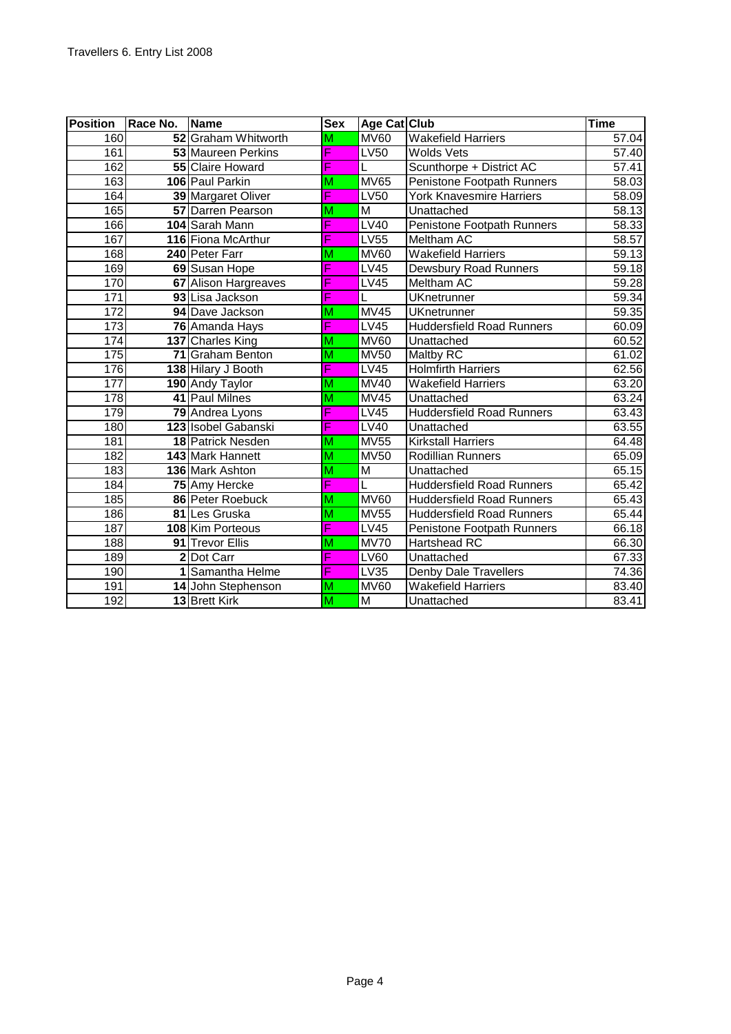Travellers 6. Entry List 2008

| Position | Race No. | Name | Sex | Age Cat | Club | Time |
|---|---|---|---|---|---|---|
| 160 | 52 | Graham Whitworth | M | MV60 | Wakefield Harriers | 57.04 |
| 161 | 53 | Maureen Perkins | F | LV50 | Wolds Vets | 57.40 |
| 162 | 55 | Claire Howard | F | L | Scunthorpe + District AC | 57.41 |
| 163 | 106 | Paul Parkin | M | MV65 | Penistone Footpath Runners | 58.03 |
| 164 | 39 | Margaret Oliver | F | LV50 | York Knavesmire Harriers | 58.09 |
| 165 | 57 | Darren Pearson | M | M | Unattached | 58.13 |
| 166 | 104 | Sarah Mann | F | LV40 | Penistone Footpath Runners | 58.33 |
| 167 | 116 | Fiona McArthur | F | LV55 | Meltham AC | 58.57 |
| 168 | 240 | Peter Farr | M | MV60 | Wakefield Harriers | 59.13 |
| 169 | 69 | Susan Hope | F | LV45 | Dewsbury Road Runners | 59.18 |
| 170 | 67 | Alison Hargreaves | F | LV45 | Meltham AC | 59.28 |
| 171 | 93 | Lisa Jackson | F | L | UKnetrunner | 59.34 |
| 172 | 94 | Dave Jackson | M | MV45 | UKnetrunner | 59.35 |
| 173 | 76 | Amanda Hays | F | LV45 | Huddersfield Road Runners | 60.09 |
| 174 | 137 | Charles King | M | MV60 | Unattached | 60.52 |
| 175 | 71 | Graham Benton | M | MV50 | Maltby RC | 61.02 |
| 176 | 138 | Hilary J Booth | F | LV45 | Holmfirth Harriers | 62.56 |
| 177 | 190 | Andy Taylor | M | MV40 | Wakefield Harriers | 63.20 |
| 178 | 41 | Paul Milnes | M | MV45 | Unattached | 63.24 |
| 179 | 79 | Andrea Lyons | F | LV45 | Huddersfield Road Runners | 63.43 |
| 180 | 123 | Isobel Gabanski | F | LV40 | Unattached | 63.55 |
| 181 | 18 | Patrick Nesden | M | MV55 | Kirkstall Harriers | 64.48 |
| 182 | 143 | Mark Hannett | M | MV50 | Rodillian Runners | 65.09 |
| 183 | 136 | Mark Ashton | M | M | Unattached | 65.15 |
| 184 | 75 | Amy Hercke | F | L | Huddersfield Road Runners | 65.42 |
| 185 | 86 | Peter Roebuck | M | MV60 | Huddersfield Road Runners | 65.43 |
| 186 | 81 | Les Gruska | M | MV55 | Huddersfield Road Runners | 65.44 |
| 187 | 108 | Kim Porteous | F | LV45 | Penistone Footpath Runners | 66.18 |
| 188 | 91 | Trevor Ellis | M | MV70 | Hartshead RC | 66.30 |
| 189 | 2 | Dot Carr | F | LV60 | Unattached | 67.33 |
| 190 | 1 | Samantha Helme | F | LV35 | Denby Dale Travellers | 74.36 |
| 191 | 14 | John Stephenson | M | MV60 | Wakefield Harriers | 83.40 |
| 192 | 13 | Brett Kirk | M | M | Unattached | 83.41 |